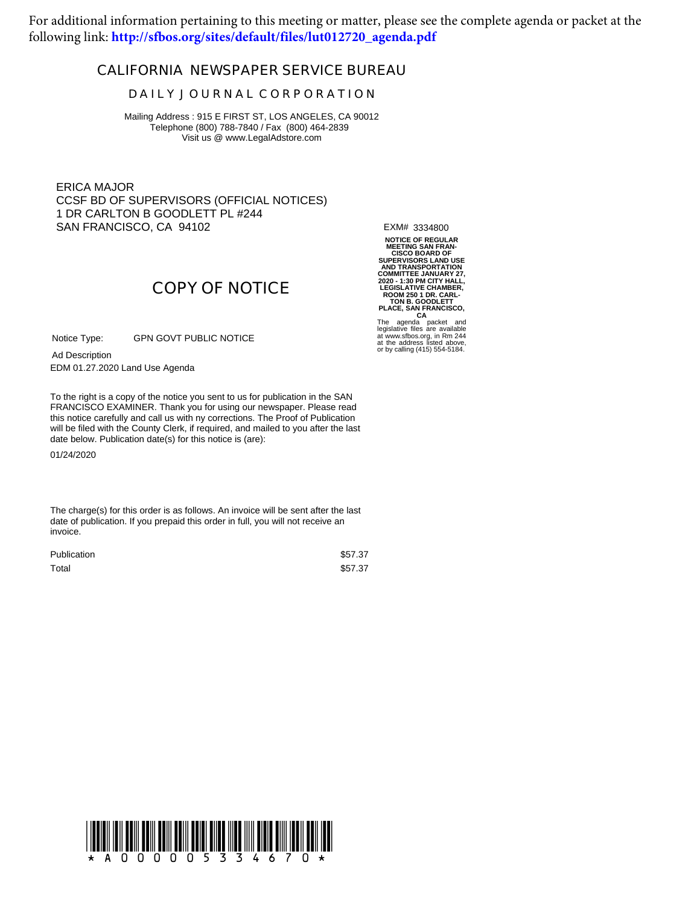For additional information pertaining to this meeting or matter, please see the complete agenda or packet at the following link: **http://sfbos.org/sites/default/files/lut012720_agenda.pdf**

# CALIFORNIA NEWSPAPER SERVICE BUREAU

## DAILY JOURNAL CORPORATION

Mailing Address : 915 E FIRST ST, LOS ANGELES, CA 90012
Telephone (800) 788-7840 / Fax (800) 464-2839
Visit us @ www.LegalAdstore.com

ERICA MAJOR
CCSF BD OF SUPERVISORS (OFFICIAL NOTICES)
1 DR CARLTON B GOODLETT PL #244
SAN FRANCISCO, CA 94102

EXM# 3334800

**NOTICE OF REGULAR MEETING SAN FRANCISCO BOARD OF SUPERVISORS LAND USE AND TRANSPORTATION COMMITTEE JANUARY 27, 2020 - 1:30 PM CITY HALL, LEGISLATIVE CHAMBER, ROOM 250 1 DR. CARLTON B. GOODLETT PLACE, SAN FRANCISCO, CA**

The agenda packet and legislative files are available at www.sfbos.org, in Rm 244 at the address listed above, or by calling (415) 554-5184.

## COPY OF NOTICE

Notice Type: GPN GOVT PUBLIC NOTICE

Ad Description
EDM 01.27.2020 Land Use Agenda

To the right is a copy of the notice you sent to us for publication in the SAN FRANCISCO EXAMINER. Thank you for using our newspaper. Please read this notice carefully and call us with ny corrections. The Proof of Publication will be filed with the County Clerk, if required, and mailed to you after the last date below. Publication date(s) for this notice is (are):

01/24/2020

The charge(s) for this order is as follows. An invoice will be sent after the last date of publication. If you prepaid this order in full, you will not receive an invoice.

| | |
|---|---|
| Publication | $57.37 |
| Total | $57.37 |

\* A 0 0 0 0 0 5 3 3 4 6 7 0 \*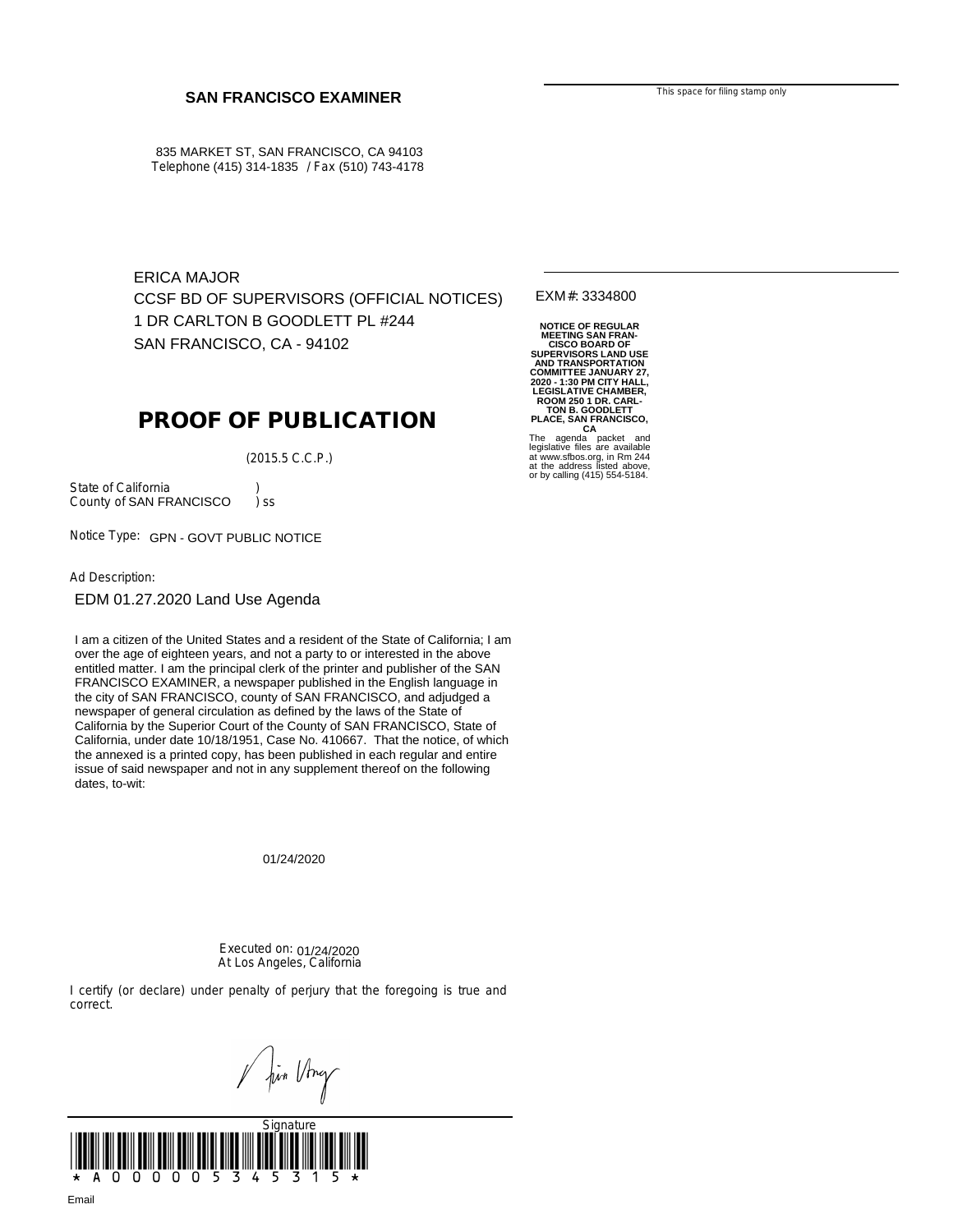**SAN FRANCISCO EXAMINER**

This space for filing stamp only

835 MARKET ST, SAN FRANCISCO, CA 94103
Telephone (415) 314-1835 / Fax (510) 743-4178

ERICA MAJOR
CCSF BD OF SUPERVISORS (OFFICIAL NOTICES)
1 DR CARLTON B GOODLETT PL #244
SAN FRANCISCO, CA - 94102

EXM#: 3334800

**NOTICE OF REGULAR MEETING SAN FRANCISCO BOARD OF SUPERVISORS LAND USE AND TRANSPORTATION COMMITTEE JANUARY 27, 2020 - 1:30 PM CITY HALL, LEGISLATIVE CHAMBER, ROOM 250 1 DR. CARLTON B. GOODLETT PLACE, SAN FRANCISCO, CA**

The agenda packet and legislative files are available at www.sfbos.org, in Rm 244 at the address listed above, or by calling (415) 554-5184.

# PROOF OF PUBLICATION

(2015.5 C.C.P.)

State of California )
County of SAN FRANCISCO ) ss

Notice Type: GPN - GOVT PUBLIC NOTICE

Ad Description:

EDM 01.27.2020 Land Use Agenda

I am a citizen of the United States and a resident of the State of California; I am over the age of eighteen years, and not a party to or interested in the above entitled matter. I am the principal clerk of the printer and publisher of the SAN FRANCISCO EXAMINER, a newspaper published in the English language in the city of SAN FRANCISCO, county of SAN FRANCISCO, and adjudged a newspaper of general circulation as defined by the laws of the State of California by the Superior Court of the County of SAN FRANCISCO, State of California, under date 10/18/1951, Case No. 410667. That the notice, of which the annexed is a printed copy, has been published in each regular and entire issue of said newspaper and not in any supplement thereof on the following dates, to-wit:

01/24/2020

Executed on: 01/24/2020
At Los Angeles, California

I certify (or declare) under penalty of perjury that the foregoing is true and correct.

Signature

\* A 0 0 0 0 0 5 3 4 5 3 1 5 \*

Email